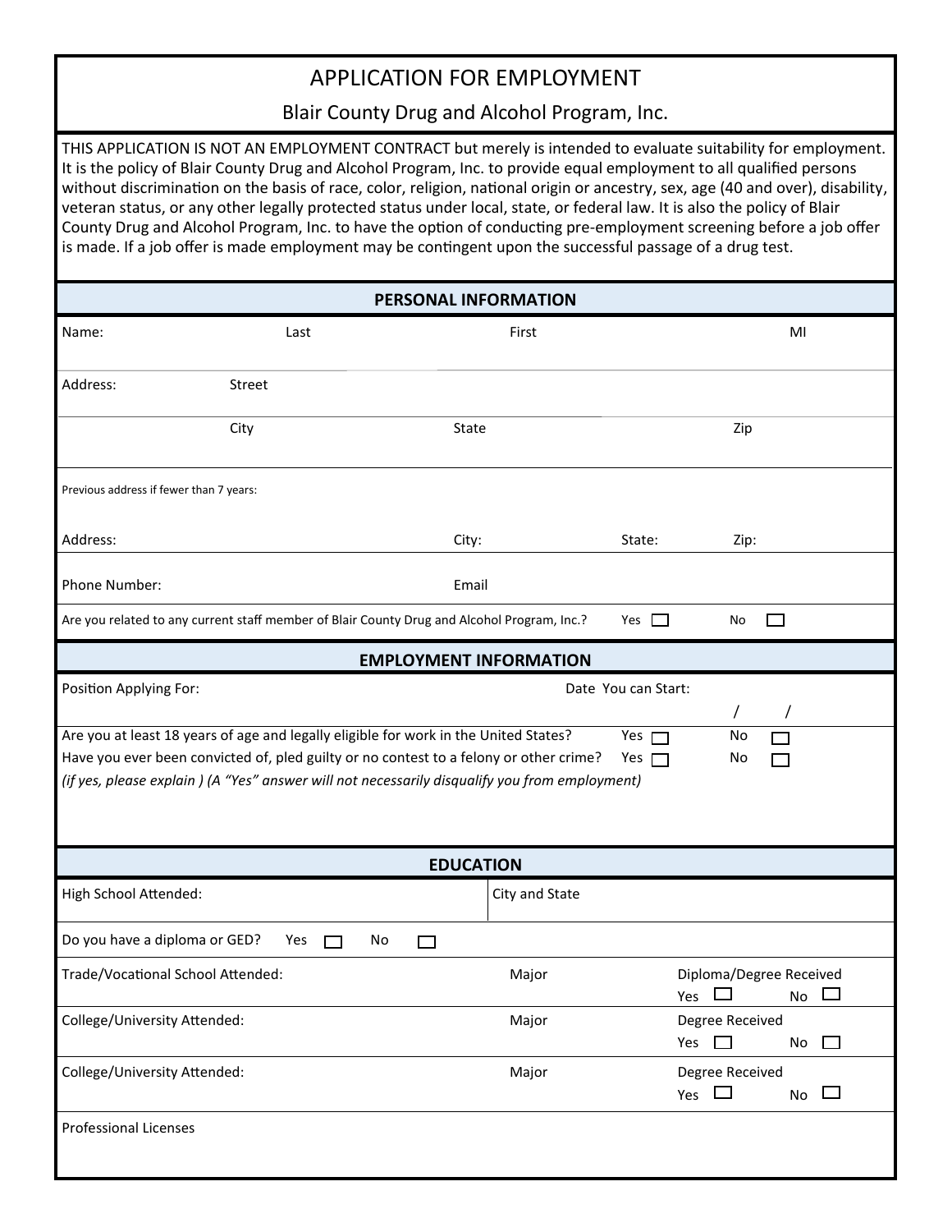# APPLICATION FOR EMPLOYMENT

## Blair County Drug and Alcohol Program, Inc.

THIS APPLICATION IS NOT AN EMPLOYMENT CONTRACT but merely is intended to evaluate suitability for employment. It is the policy of Blair County Drug and Alcohol Program, Inc. to provide equal employment to all qualified persons without discrimination on the basis of race, color, religion, national origin or ancestry, sex, age (40 and over), disability, veteran status, or any other legally protected status under local, state, or federal law. It is also the policy of Blair County Drug and Alcohol Program, Inc. to have the option of conducting pre-employment screening before a job offer is made. If a job offer is made employment may be contingent upon the successful passage of a drug test.

### PERSONAL INFORMATION

| Name: | Last | First | | MI |
|---|---|---|---|---|
| Address: | Street | | | |
| | City | State | | Zip |

Previous address if fewer than 7 years:

| Address: | City: | State: | Zip: |
|---|---|---|---|
| Phone Number: | Email | | |

Are you related to any current staff member of Blair County Drug and Alcohol Program, Inc.? Yes ☐ No ☐

### EMPLOYMENT INFORMATION

| Position Applying For: | Date You can Start: / / |
|---|---|

Are you at least 18 years of age and legally eligible for work in the United States? Yes ☐ No ☐

Have you ever been convicted of, pled guilty or no contest to a felony or other crime? Yes ☐ No ☐

*(if yes, please explain ) (A "Yes" answer will not necessarily disqualify you from employment)*

### EDUCATION

| High School Attended: | City and State | |
|---|---|---|
| Do you have a diploma or GED? Yes ☐ No ☐ | | |
| Trade/Vocational School Attended: | Major | Diploma/Degree Received Yes ☐ No ☐ |
| College/University Attended: | Major | Degree Received Yes ☐ No ☐ |
| College/University Attended: | Major | Degree Received Yes ☐ No ☐ |
| Professional Licenses | | |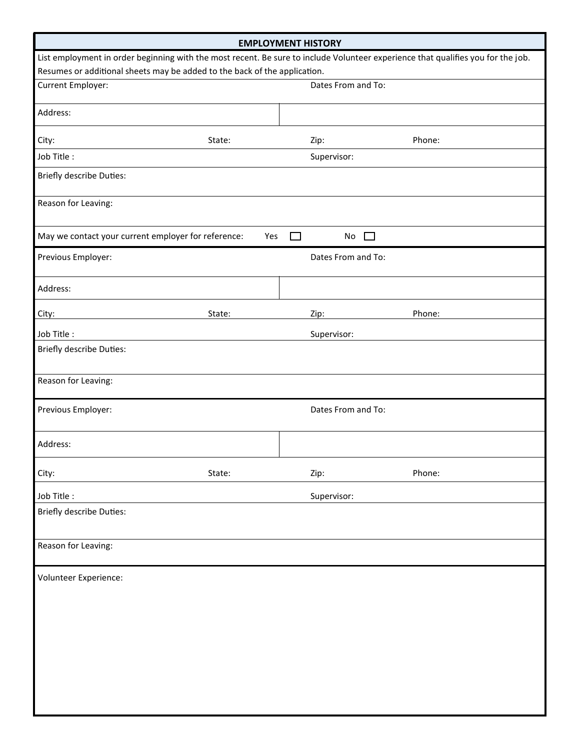## EMPLOYMENT HISTORY

List employment in order beginning with the most recent. Be sure to include Volunteer experience that qualifies you for the job. Resumes or additional sheets may be added to the back of the application.

| | | | |
|---|---|---|---|
| Current Employer: | | Dates From and To: | |
| Address: | | | |
| City: | State: | Zip: | Phone: |
| Job Title : | | Supervisor: | |
| Briefly describe Duties: | | | |
| Reason for Leaving: | | | |
| May we contact your current employer for reference: | Yes ☐ | No ☐ | |

| | | | |
|---|---|---|---|
| Previous Employer: | | Dates From and To: | |
| Address: | | | |
| City: | State: | Zip: | Phone: |
| Job Title : | | Supervisor: | |
| Briefly describe Duties: | | | |
| Reason for Leaving: | | | |

| | | | |
|---|---|---|---|
| Previous Employer: | | Dates From and To: | |
| Address: | | | |
| City: | State: | Zip: | Phone: |
| Job Title : | | Supervisor: | |
| Briefly describe Duties: | | | |
| Reason for Leaving: | | | |

Volunteer Experience: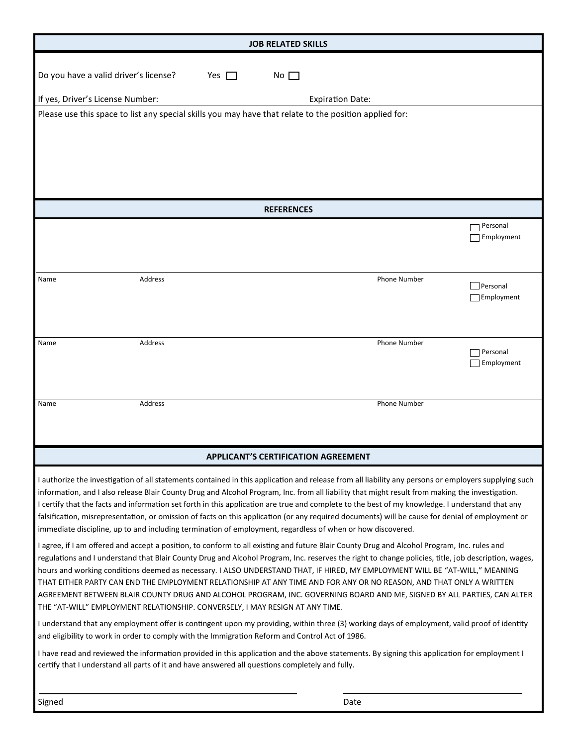## JOB RELATED SKILLS

Do you have a valid driver's license? Yes ☐ No ☐

If yes, Driver's License Number: Expiration Date:

Please use this space to list any special skills you may have that relate to the position applied for:

## REFERENCES

| Name | Address | Phone Number | |
|---|---|---|---|
| | | | ☐ Personal ☐ Employment |
| | | | ☐ Personal ☐ Employment |
| | | | ☐ Personal ☐ Employment |

## APPLICANT'S CERTIFICATION AGREEMENT

I authorize the investigation of all statements contained in this application and release from all liability any persons or employers supplying such information, and I also release Blair County Drug and Alcohol Program, Inc. from all liability that might result from making the investigation. I certify that the facts and information set forth in this application are true and complete to the best of my knowledge. I understand that any falsification, misrepresentation, or omission of facts on this application (or any required documents) will be cause for denial of employment or immediate discipline, up to and including termination of employment, regardless of when or how discovered.

I agree, if I am offered and accept a position, to conform to all existing and future Blair County Drug and Alcohol Program, Inc. rules and regulations and I understand that Blair County Drug and Alcohol Program, Inc. reserves the right to change policies, title, job description, wages, hours and working conditions deemed as necessary. I ALSO UNDERSTAND THAT, IF HIRED, MY EMPLOYMENT WILL BE "AT-WILL," MEANING THAT EITHER PARTY CAN END THE EMPLOYMENT RELATIONSHIP AT ANY TIME AND FOR ANY OR NO REASON, AND THAT ONLY A WRITTEN AGREEMENT BETWEEN BLAIR COUNTY DRUG AND ALCOHOL PROGRAM, INC. GOVERNING BOARD AND ME, SIGNED BY ALL PARTIES, CAN ALTER THE "AT-WILL" EMPLOYMENT RELATIONSHIP. CONVERSELY, I MAY RESIGN AT ANY TIME.

I understand that any employment offer is contingent upon my providing, within three (3) working days of employment, valid proof of identity and eligibility to work in order to comply with the Immigration Reform and Control Act of 1986.

I have read and reviewed the information provided in this application and the above statements. By signing this application for employment I certify that I understand all parts of it and have answered all questions completely and fully.

Signed ______________________ Date ______________________